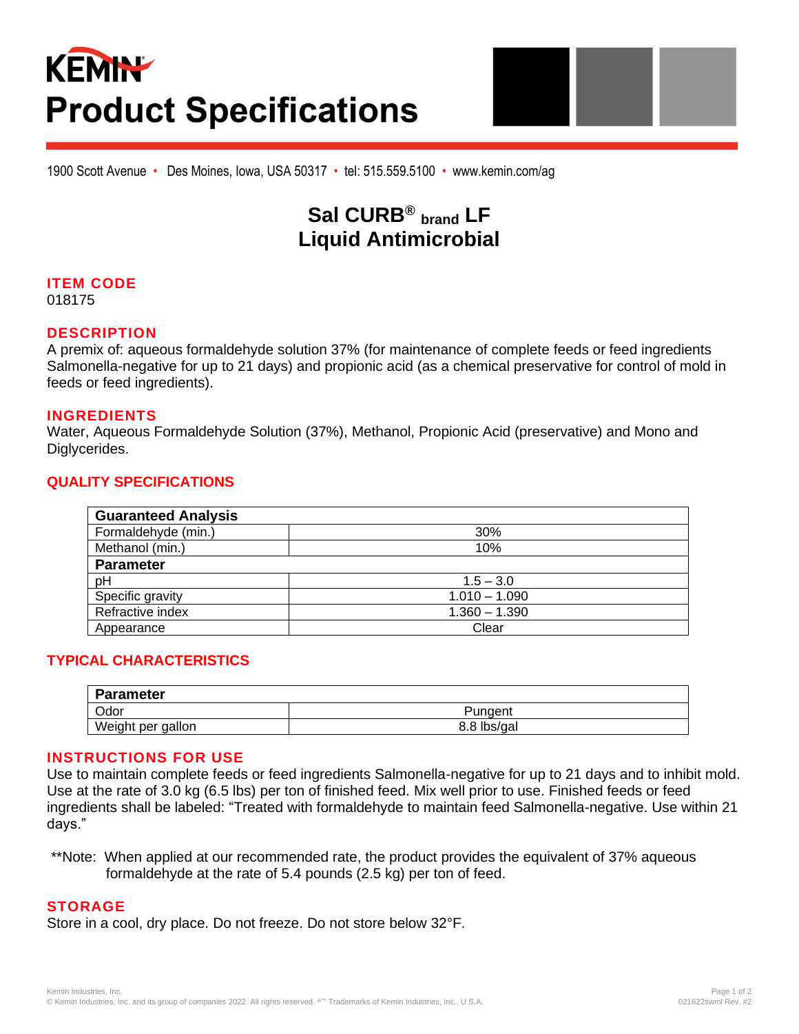# KEMIN Product Specifications

1900 Scott Avenue • Des Moines, Iowa, USA 50317 • tel: 515.559.5100 • www.kemin.com/ag

## Sal CURB® brand LF
## Liquid Antimicrobial

### ITEM CODE

018175

### DESCRIPTION

A premix of: aqueous formaldehyde solution 37% (for maintenance of complete feeds or feed ingredients Salmonella-negative for up to 21 days) and propionic acid (as a chemical preservative for control of mold in feeds or feed ingredients).

### INGREDIENTS

Water, Aqueous Formaldehyde Solution (37%), Methanol, Propionic Acid (preservative) and Mono and Diglycerides.

### QUALITY SPECIFICATIONS

| **Guaranteed Analysis** | |
|---|---|
| Formaldehyde (min.) | 30% |
| Methanol (min.) | 10% |
| **Parameter** | |
| pH | 1.5 – 3.0 |
| Specific gravity | 1.010 – 1.090 |
| Refractive index | 1.360 – 1.390 |
| Appearance | Clear |

### TYPICAL CHARACTERISTICS

| **Parameter** | |
|---|---|
| Odor | Pungent |
| Weight per gallon | 8.8 lbs/gal |

### INSTRUCTIONS FOR USE

Use to maintain complete feeds or feed ingredients Salmonella-negative for up to 21 days and to inhibit mold. Use at the rate of 3.0 kg (6.5 lbs) per ton of finished feed. Mix well prior to use. Finished feeds or feed ingredients shall be labeled: "Treated with formaldehyde to maintain feed Salmonella-negative. Use within 21 days."

**Note: When applied at our recommended rate, the product provides the equivalent of 37% aqueous formaldehyde at the rate of 5.4 pounds (2.5 kg) per ton of feed.

### STORAGE

Store in a cool, dry place. Do not freeze. Do not store below 32°F.

Kemin Industries, Inc.
© Kemin Industries, Inc. and its group of companies 2022. All rights reserved. ®™ Trademarks of Kemin Industries, Inc., U.S.A.

021622swml Rev. #2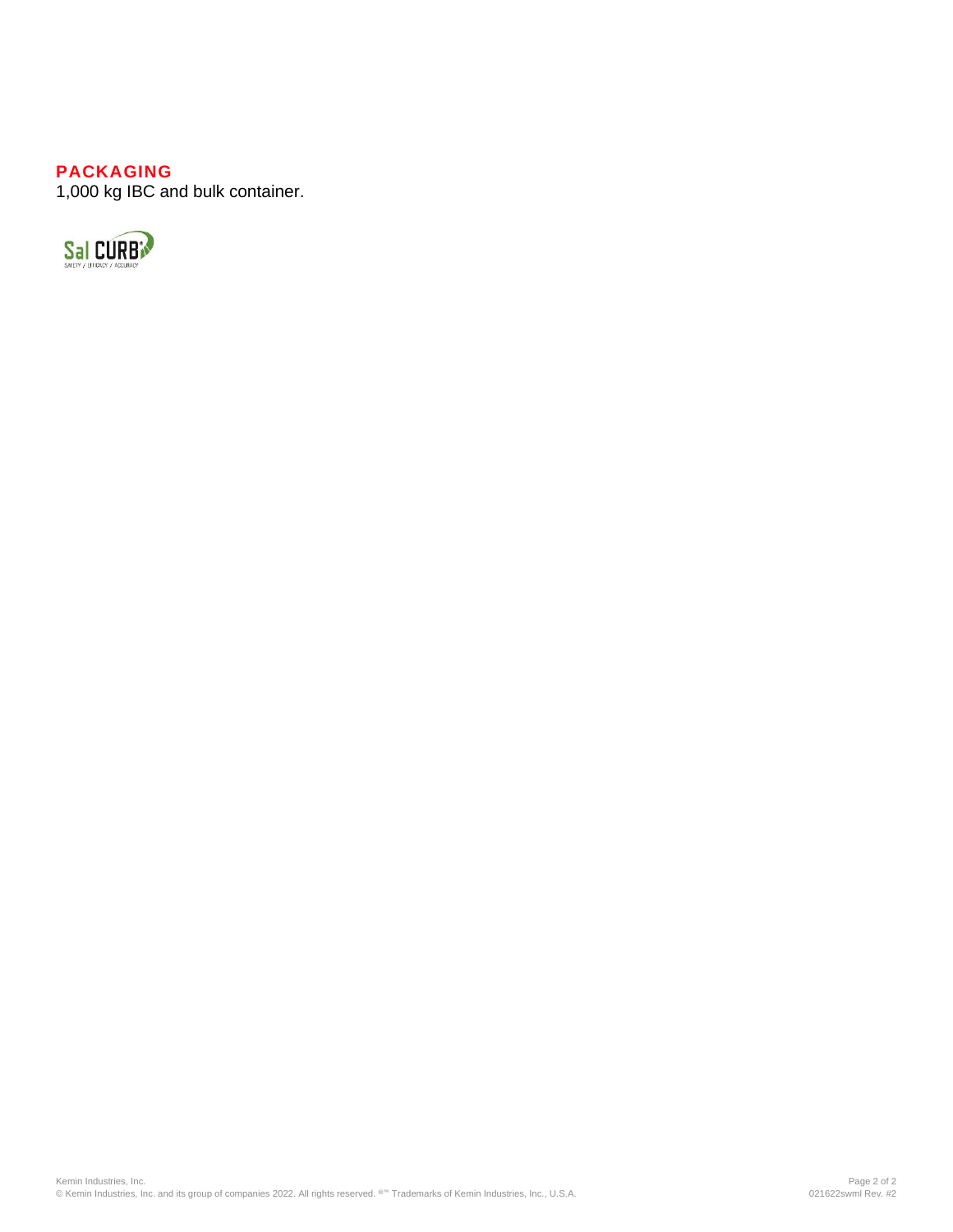## PACKAGING

1,000 kg IBC and bulk container.

Sal CURB®

SAFETY / EFFICACY / ACCURACY

Kemin Industries, Inc.

© Kemin Industries, Inc. and its group of companies 2022. All rights reserved. ®™ Trademarks of Kemin Industries, Inc., U.S.A.

021622swml Rev. #2